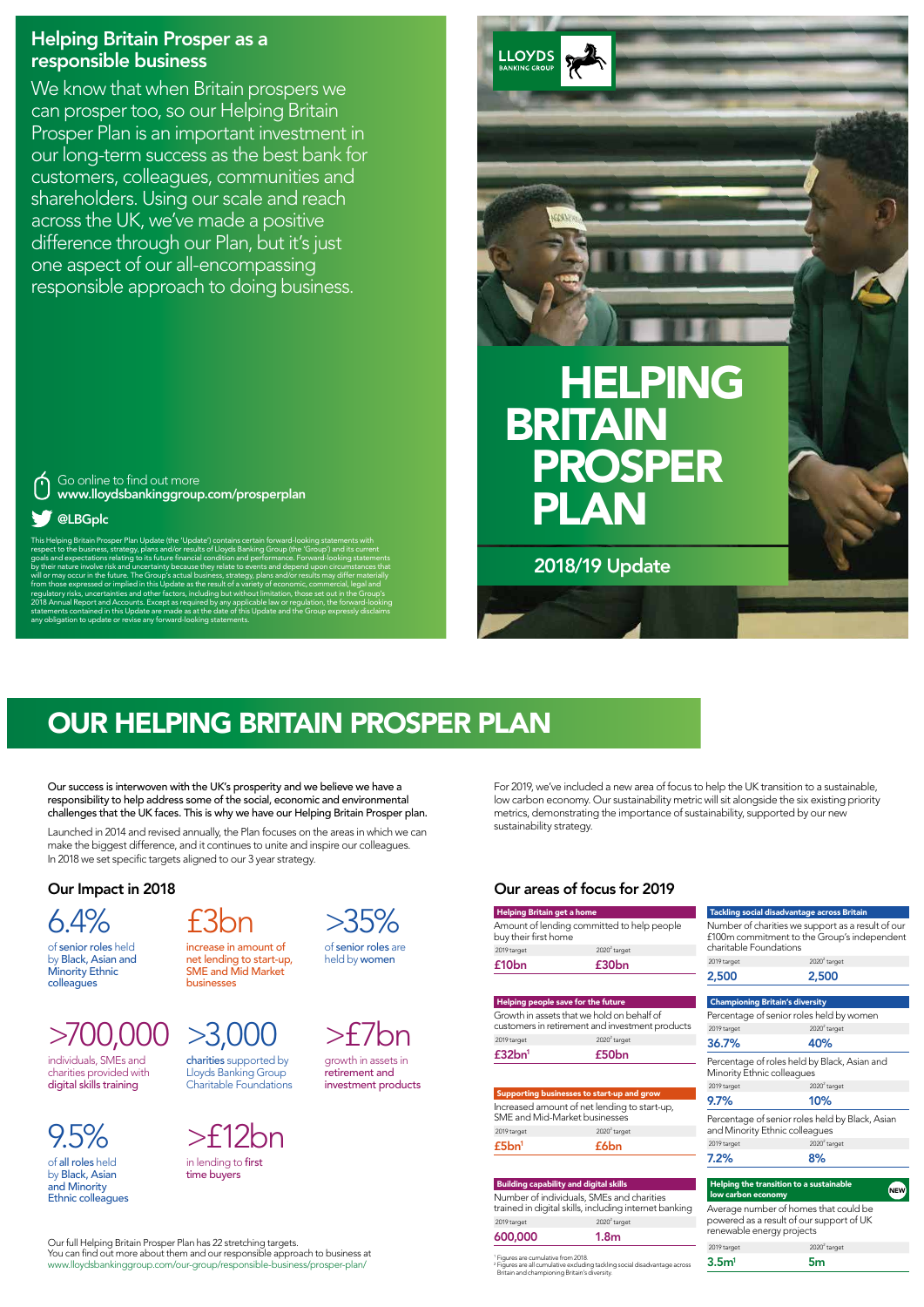## Helping Britain Prosper as a responsible business

We know that when Britain prospers we can prosper too, so our Helping Britain Prosper Plan is an important investment in our long-term success as the best bank for customers, colleagues, communities and shareholders. Using our scale and reach across the UK, we've made a positive difference through our Plan, but it's just one aspect of our all-encompassing responsible approach to doing business.

Go online to find out more
**www.lloydsbankinggroup.com/prosperplan**

**@LBGplc**

This Helping Britain Prosper Plan Update (the 'Update') contains certain forward-looking statements with respect to the business, strategy, plans and/or results of Lloyds Banking Group (the 'Group') and its current goals and expectations relating to its future financial condition and performance. Forward-looking statements by their nature involve risk and uncertainty because they relate to events and depend upon circumstances that will or may occur in the future. The Group's actual business, strategy, plans and/or results may differ materially from those expressed or implied in this Update as the result of a variety of economic, commercial, legal and regulatory risks, uncertainties and other factors, including but without limitation, those set out in the Group's 2018 Annual Report and Accounts. Except as required by any applicable law or regulation, the forward-looking statements contained in this Update are made as at the date of this Update and the Group expressly disclaims any obligation to update or revise any forward-looking statements.

LLOYDS BANKING GROUP

# HELPING BRITAIN PROSPER PLAN

## 2018/19 Update

# OUR HELPING BRITAIN PROSPER PLAN

Our success is interwoven with the UK's prosperity and we believe we have a responsibility to help address some of the social, economic and environmental challenges that the UK faces. This is why we have our Helping Britain Prosper plan.

Launched in 2014 and revised annually, the Plan focuses on the areas in which we can make the biggest difference, and it continues to unite and inspire our colleagues. In 2018 we set specific targets aligned to our 3 year strategy.

### Our Impact in 2018

- **6.4%** of senior roles held by Black, Asian and Minority Ethnic colleagues
- **£3bn** increase in amount of net lending to start-up, SME and Mid Market businesses
- **>35%** of senior roles are held by women
- **>700,000** individuals, SMEs and charities provided with digital skills training
- **>3,000** charities supported by Lloyds Banking Group Charitable Foundations
- **>£7bn** growth in assets in retirement and investment products
- **9.5%** of all roles held by Black, Asian and Minority Ethnic colleagues
- **>£12bn** in lending to first time buyers

Our full Helping Britain Prosper Plan has 22 stretching targets.
You can find out more about them and our responsible approach to business at www.lloydsbankinggroup.com/our-group/responsible-business/prosper-plan/

For 2019, we've included a new area of focus to help the UK transition to a sustainable, low carbon economy. Our sustainability metric will sit alongside the six existing priority metrics, demonstrating the importance of sustainability, supported by our new sustainability strategy.

### Our areas of focus for 2019

| Area of focus | Metric | 2019 target | 2020[2] target |
|---|---|---|---|
| Helping Britain get a home | Amount of lending committed to help people buy their first home | £10bn | £30bn |
| Helping people save for the future | Growth in assets that we hold on behalf of customers in retirement and investment products | £32bn[1] | £50bn |
| Supporting businesses to start-up and grow | Increased amount of net lending to start-up, SME and Mid-Market businesses | £5bn[1] | £6bn |
| Building capability and digital skills | Number of individuals, SMEs and charities trained in digital skills, including internet banking | 600,000 | 1.8m |
| Tackling social disadvantage across Britain | Number of charities we support as a result of our £100m commitment to the Group's independent charitable Foundations | 2,500 | 2,500 |
| Championing Britain's diversity | Percentage of senior roles held by women | 36.7% | 40% |
| | Percentage of roles held by Black, Asian and Minority Ethnic colleagues | 9.7% | 10% |
| | Percentage of senior roles held by Black, Asian and Minority Ethnic colleagues | 7.2% | 8% |
| Helping the transition to a sustainable low carbon economy (NEW) | Average number of homes that could be powered as a result of our support of UK renewable energy projects | 3.5m[1] | 5m |

[1] Figures are cumulative from 2018.
[2] Figures are all cumulative excluding tackling social disadvantage across Britain and championing Britain's diversity.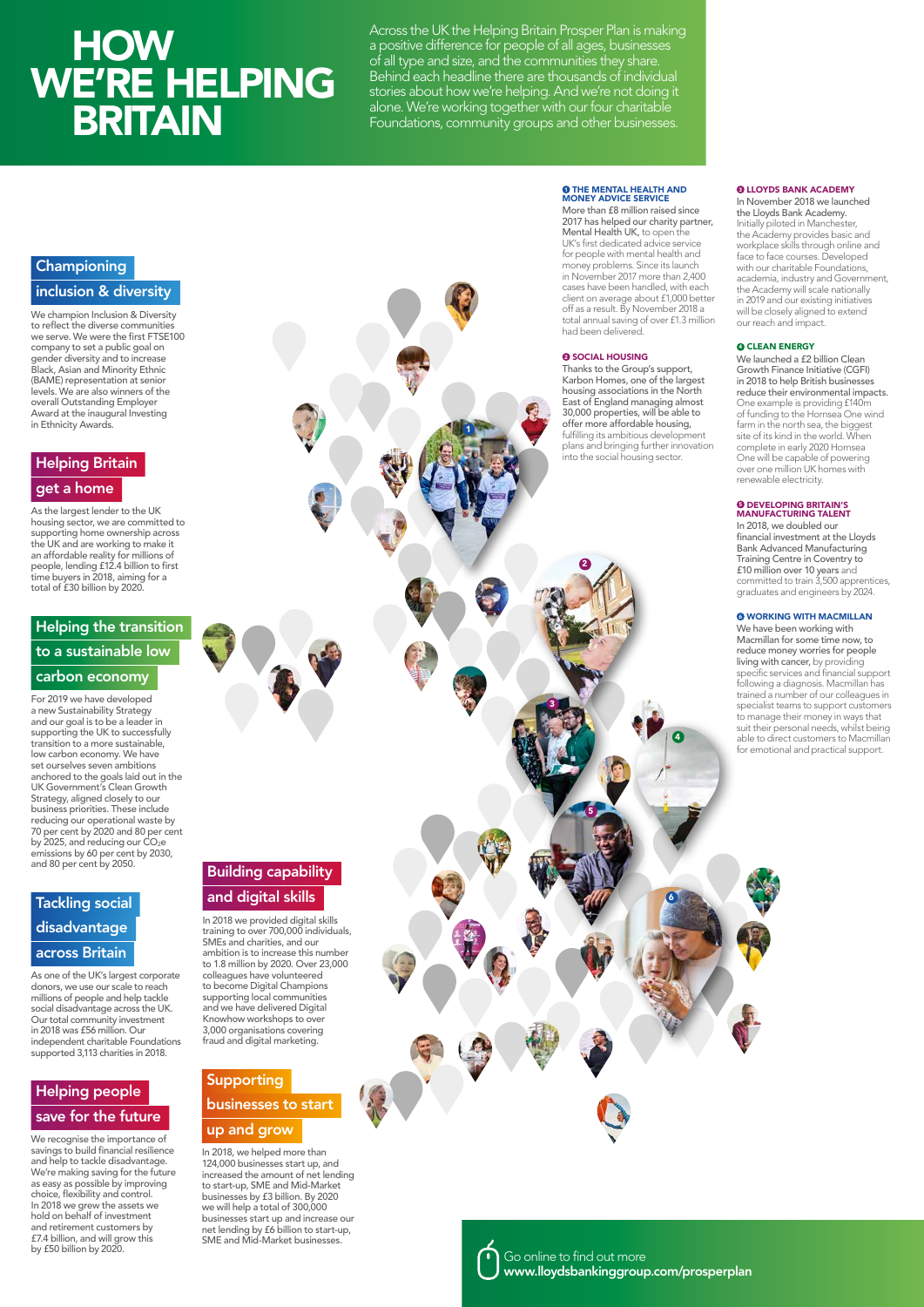# HOW WE'RE HELPING BRITAIN

Across the UK the Helping Britain Prosper Plan is making a positive difference for people of all ages, businesses of all type and size, and the communities they share. Behind each headline there are thousands of individual stories about how we're helping. And we're not doing it alone. We're working together with our four charitable Foundations, community groups and other businesses.

## Championing inclusion & diversity

We champion Inclusion & Diversity to reflect the diverse communities we serve. We were the first FTSE100 company to set a public goal on gender diversity and to increase Black, Asian and Minority Ethnic (BAME) representation at senior levels. We are also winners of the overall Outstanding Employer Award at the inaugural Investing in Ethnicity Awards.

## Helping Britain get a home

As the largest lender to the UK housing sector, we are committed to supporting home ownership across the UK and are working to make it an affordable reality for millions of people, lending £12.4 billion to first time buyers in 2018, aiming for a total of £30 billion by 2020.

## Helping the transition to a sustainable low carbon economy

For 2019 we have developed a new Sustainability Strategy and our goal is to be a leader in supporting the UK to successfully transition to a more sustainable, low carbon economy. We have set ourselves seven ambitions anchored to the goals laid out in the UK Government's Clean Growth Strategy, aligned closely to our business priorities. These include reducing our operational waste by 70 per cent by 2020 and 80 per cent by 2025, and reducing our $CO_2e$ emissions by 60 per cent by 2030, and 80 per cent by 2050.

## Tackling social disadvantage across Britain

As one of the UK's largest corporate donors, we use our scale to reach millions of people and help tackle social disadvantage across the UK. Our total community investment in 2018 was £56 million. Our independent charitable Foundations supported 3,113 charities in 2018.

## Helping people save for the future

We recognise the importance of savings to build financial resilience and help to tackle disadvantage. We're making saving for the future as easy as possible by improving choice, flexibility and control. In 2018 we grew the assets we hold on behalf of investment and retirement customers by £7.4 billion, and will grow this by £50 billion by 2020.

## Building capability and digital skills

In 2018 we provided digital skills training to over 700,000 individuals, SMEs and charities, and our ambition is to increase this number to 1.8 million by 2020. Over 23,000 colleagues have volunteered to become Digital Champions supporting local communities and we have delivered Digital Knowhow workshops to over 3,000 organisations covering fraud and digital marketing.

## Supporting businesses to start up and grow

In 2018, we helped more than 124,000 businesses start up, and increased the amount of net lending to start-up, SME and Mid-Market businesses by £3 billion. By 2020 we will help a total of 300,000 businesses start up and increase our net lending by £6 billion to start-up, SME and Mid-Market businesses.

### 1 THE MENTAL HEALTH AND MONEY ADVICE SERVICE

More than £8 million raised since 2017 has helped our charity partner, Mental Health UK, to open the UK's first dedicated advice service for people with mental health and money problems. Since its launch in November 2017 more than 2,400 cases have been handled, with each client on average about £1,000 better off as a result. By November 2018 a total annual saving of over £1.3 million had been delivered.

### 2 SOCIAL HOUSING

Thanks to the Group's support, Karbon Homes, one of the largest housing associations in the North East of England managing almost 30,000 properties, will be able to offer more affordable housing, fulfilling its ambitious development plans and bringing further innovation into the social housing sector.

### 3 LLOYDS BANK ACADEMY

In November 2018 we launched the Lloyds Bank Academy. Initially piloted in Manchester, the Academy provides basic and workplace skills through online and face to face courses. Developed with our charitable Foundations, academia, industry and Government, the Academy will scale nationally in 2019 and our existing initiatives will be closely aligned to extend our reach and impact.

### 4 CLEAN ENERGY

We launched a £2 billion Clean Growth Finance Initiative (CGFI) in 2018 to help British businesses reduce their environmental impacts. One example is providing £140m of funding to the Hornsea One wind farm in the north sea, the biggest site of its kind in the world. When complete in early 2020 Hornsea One will be capable of powering over one million UK homes with renewable electricity.

### 5 DEVELOPING BRITAIN'S MANUFACTURING TALENT

In 2018, we doubled our financial investment at the Lloyds Bank Advanced Manufacturing Training Centre in Coventry to £10 million over 10 years and committed to train 3,500 apprentices, graduates and engineers by 2024.

### 6 WORKING WITH MACMILLAN

We have been working with Macmillan for some time now, to reduce money worries for people living with cancer, by providing specific services and financial support following a diagnosis. Macmillan has trained a number of our colleagues in specialist teams to support customers to manage their money in ways that suit their personal needs, whilst being able to direct customers to Macmillan for emotional and practical support.

Go online to find out more
**www.lloydsbankinggroup.com/prosperplan**